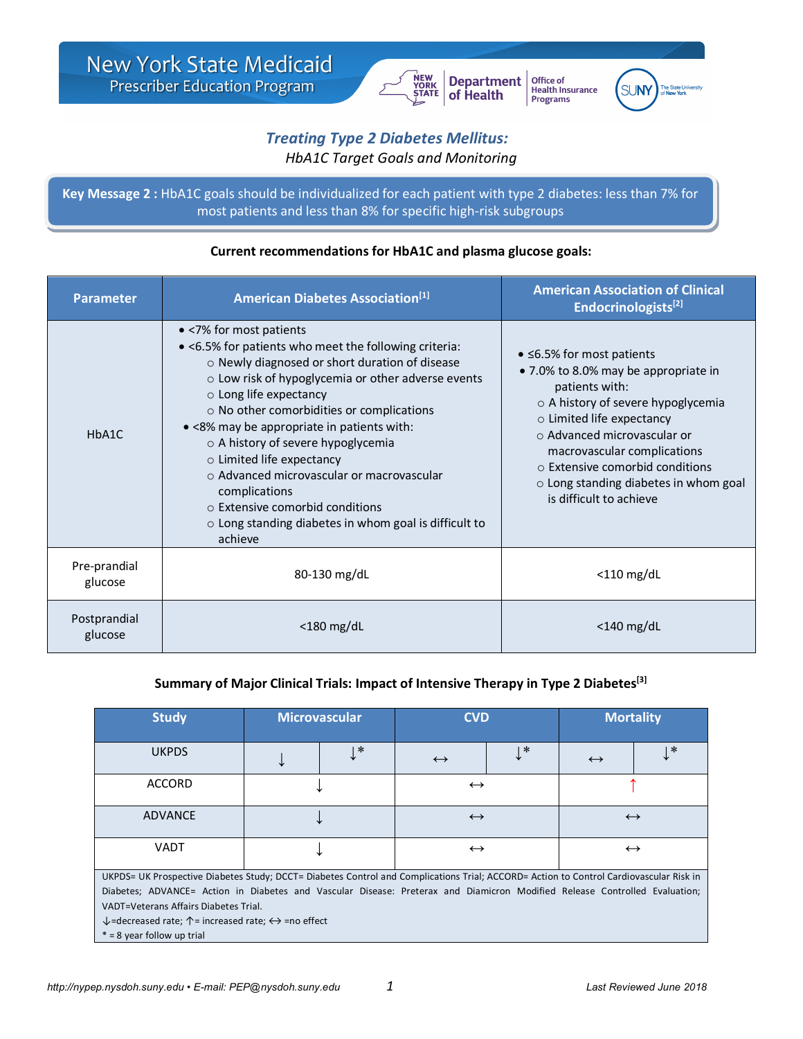# New York State Medicaid Prescriber Education Program

## *Treating Type 2 Diabetes Mellitus:*

*HbA1C Target Goals and Monitoring*

**Key Message 2 :** HbA1C goals should be individualized for each patient with type 2 diabetes: less than 7% for most patients and less than 8% for specific high-risk subgroups

**Current recommendations for HbA1C and plasma glucose goals:**

| Parameter | American Diabetes Association[1] | American Association of Clinical Endocrinologists[2] |
|---|---|---|
| HbA1C | • <7% for most patients<br>• <6.5% for patients who meet the following criteria:<br>○ Newly diagnosed or short duration of disease<br>○ Low risk of hypoglycemia or other adverse events<br>○ Long life expectancy<br>○ No other comorbidities or complications<br>• <8% may be appropriate in patients with:<br>○ A history of severe hypoglycemia<br>○ Limited life expectancy<br>○ Advanced microvascular or macrovascular complications<br>○ Extensive comorbid conditions<br>○ Long standing diabetes in whom goal is difficult to achieve | • ≤6.5% for most patients<br>• 7.0% to 8.0% may be appropriate in patients with:<br>○ A history of severe hypoglycemia<br>○ Limited life expectancy<br>○ Advanced microvascular or macrovascular complications<br>○ Extensive comorbid conditions<br>○ Long standing diabetes in whom goal is difficult to achieve |
| Pre-prandial glucose | 80-130 mg/dL | <110 mg/dL |
| Postprandial glucose | <180 mg/dL | <140 mg/dL |

**Summary of Major Clinical Trials: Impact of Intensive Therapy in Type 2 Diabetes[3]**

| Study | Microvascular | | CVD | | Mortality | |
|---|---|---|---|---|---|---|
| UKPDS | ↓ | ↓* | ↔ | ↓* | ↔ | ↓* |
| ACCORD | ↓ | | ↔ | | ↑ | |
| ADVANCE | ↓ | | ↔ | | ↔ | |
| VADT | ↓ | | ↔ | | ↔ | |

UKPDS= UK Prospective Diabetes Study; DCCT= Diabetes Control and Complications Trial; ACCORD= Action to Control Cardiovascular Risk in Diabetes; ADVANCE= Action in Diabetes and Vascular Disease: Preterax and Diamicron Modified Release Controlled Evaluation; VADT=Veterans Affairs Diabetes Trial.

↓=decreased rate; ↑= increased rate; ↔ =no effect

\* = 8 year follow up trial

http://nypep.nysdoh.suny.edu • E-mail: PEP@nysdoh.suny.edu

Last Reviewed June 2018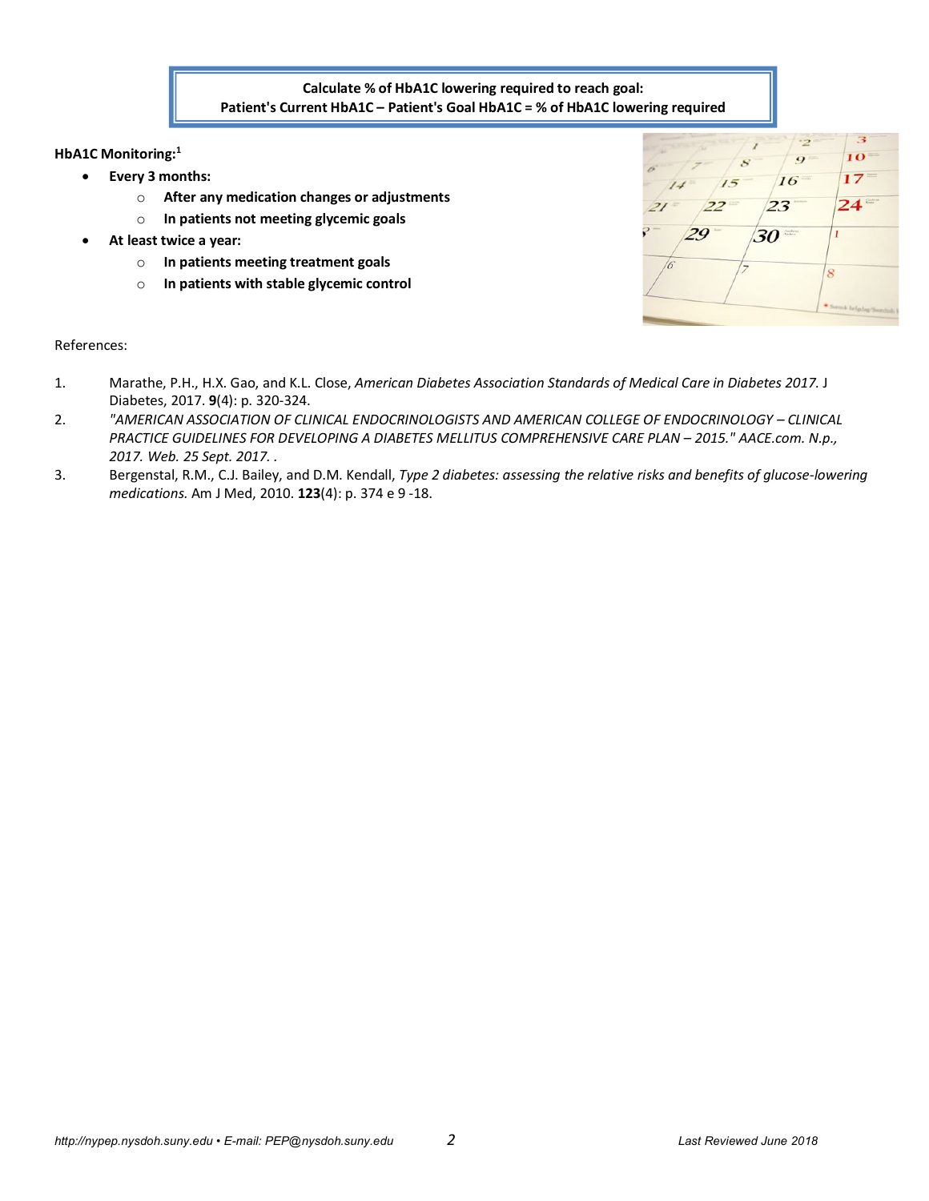**Calculate % of HbA1C lowering required to reach goal:**
**Patient's Current HbA1C – Patient's Goal HbA1C = % of HbA1C lowering required**

**HbA1C Monitoring:**[1]

- **Every 3 months:**
  - **After any medication changes or adjustments**
  - **In patients not meeting glycemic goals**
- **At least twice a year:**
  - **In patients meeting treatment goals**
  - **In patients with stable glycemic control**

References:

1. Marathe, P.H., H.X. Gao, and K.L. Close, *American Diabetes Association Standards of Medical Care in Diabetes 2017.* J Diabetes, 2017. **9**(4): p. 320-324.
2. *"AMERICAN ASSOCIATION OF CLINICAL ENDOCRINOLOGISTS AND AMERICAN COLLEGE OF ENDOCRINOLOGY – CLINICAL PRACTICE GUIDELINES FOR DEVELOPING A DIABETES MELLITUS COMPREHENSIVE CARE PLAN – 2015." AACE.com. N.p., 2017. Web. 25 Sept. 2017.* .
3. Bergenstal, R.M., C.J. Bailey, and D.M. Kendall, *Type 2 diabetes: assessing the relative risks and benefits of glucose-lowering medications.* Am J Med, 2010. **123**(4): p. 374 e 9 -18.